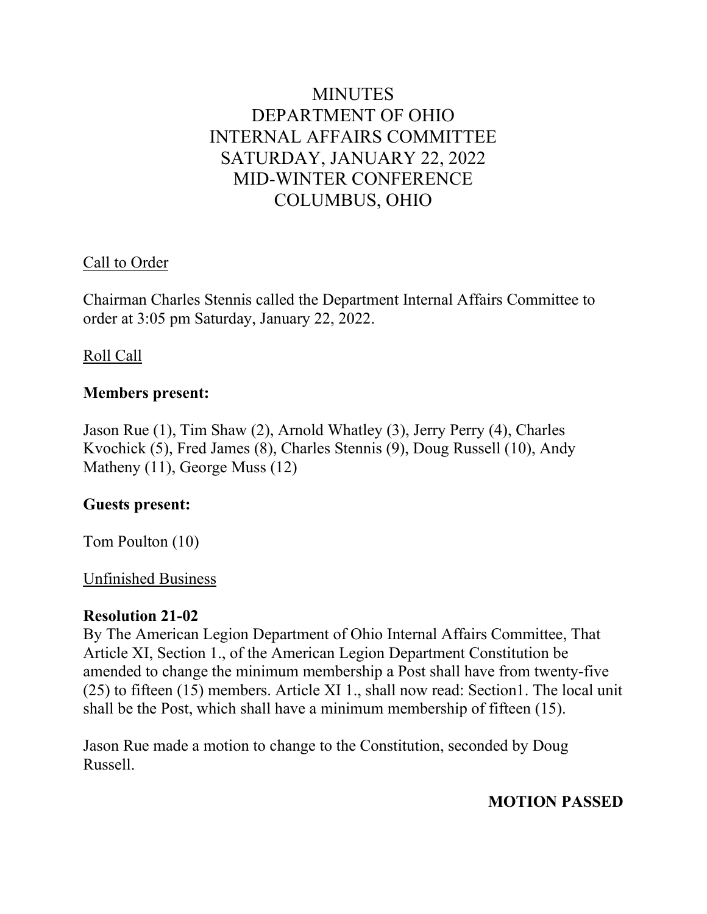# MINUTES
# DEPARTMENT OF OHIO
# INTERNAL AFFAIRS COMMITTEE
# SATURDAY, JANUARY 22, 2022
# MID-WINTER CONFERENCE
# COLUMBUS, OHIO

<u>Call to Order</u>

Chairman Charles Stennis called the Department Internal Affairs Committee to order at 3:05 pm Saturday, January 22, 2022.

<u>Roll Call</u>

**Members present:**

Jason Rue (1), Tim Shaw (2), Arnold Whatley (3), Jerry Perry (4), Charles Kvochick (5), Fred James (8), Charles Stennis (9), Doug Russell (10), Andy Matheny (11), George Muss (12)

**Guests present:**

Tom Poulton (10)

<u>Unfinished Business</u>

**Resolution 21-02**
By The American Legion Department of Ohio Internal Affairs Committee, That Article XI, Section 1., of the American Legion Department Constitution be amended to change the minimum membership a Post shall have from twenty-five (25) to fifteen (15) members. Article XI 1., shall now read: Section1. The local unit shall be the Post, which shall have a minimum membership of fifteen (15).

Jason Rue made a motion to change to the Constitution, seconded by Doug Russell.

**MOTION PASSED**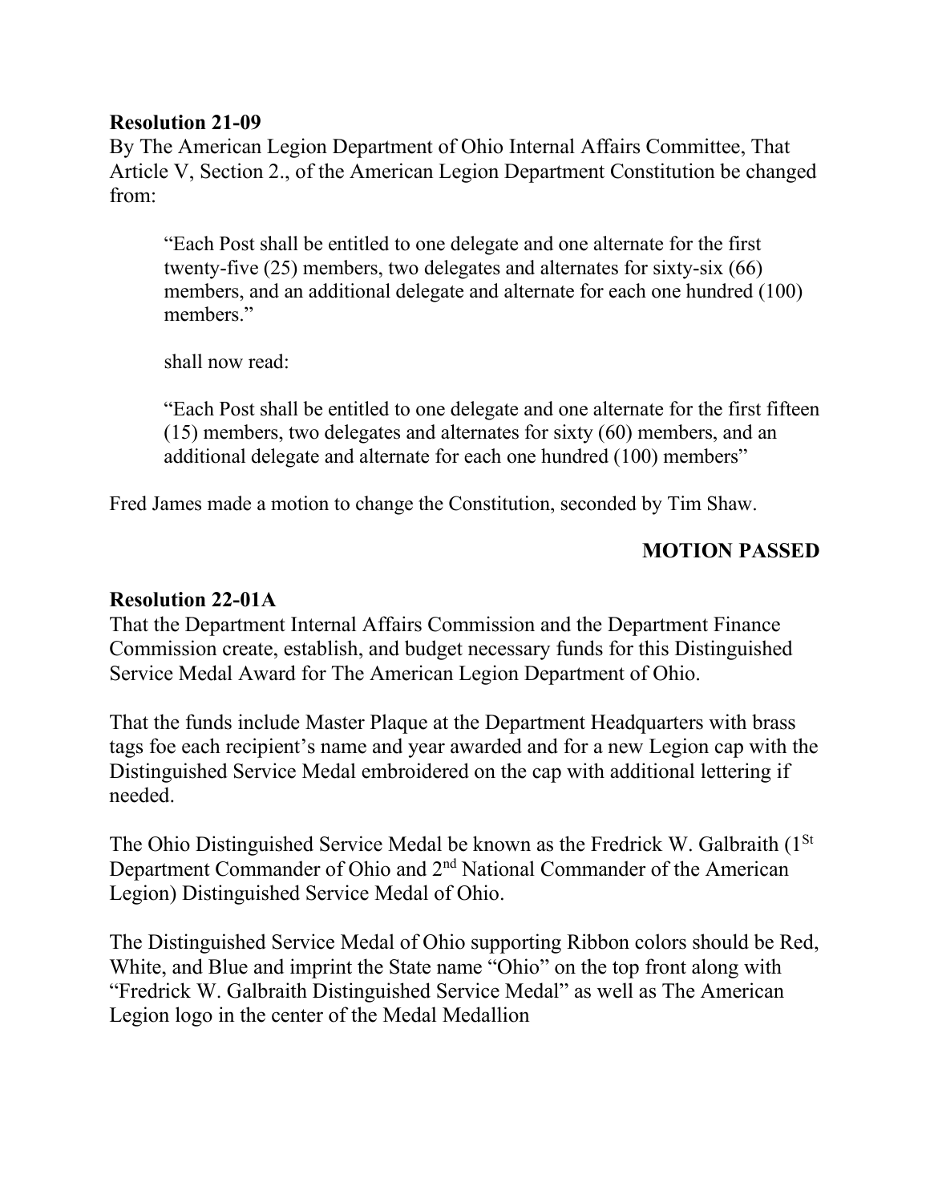**Resolution 21-09**

By The American Legion Department of Ohio Internal Affairs Committee, That Article V, Section 2., of the American Legion Department Constitution be changed from:

> "Each Post shall be entitled to one delegate and one alternate for the first twenty-five (25) members, two delegates and alternates for sixty-six (66) members, and an additional delegate and alternate for each one hundred (100) members."
>
> shall now read:
>
> "Each Post shall be entitled to one delegate and one alternate for the first fifteen (15) members, two delegates and alternates for sixty (60) members, and an additional delegate and alternate for each one hundred (100) members"

Fred James made a motion to change the Constitution, seconded by Tim Shaw.

**MOTION PASSED**

**Resolution 22-01A**

That the Department Internal Affairs Commission and the Department Finance Commission create, establish, and budget necessary funds for this Distinguished Service Medal Award for The American Legion Department of Ohio.

That the funds include Master Plaque at the Department Headquarters with brass tags foe each recipient's name and year awarded and for a new Legion cap with the Distinguished Service Medal embroidered on the cap with additional lettering if needed.

The Ohio Distinguished Service Medal be known as the Fredrick W. Galbraith (1st Department Commander of Ohio and 2nd National Commander of the American Legion) Distinguished Service Medal of Ohio.

The Distinguished Service Medal of Ohio supporting Ribbon colors should be Red, White, and Blue and imprint the State name "Ohio" on the top front along with "Fredrick W. Galbraith Distinguished Service Medal" as well as The American Legion logo in the center of the Medal Medallion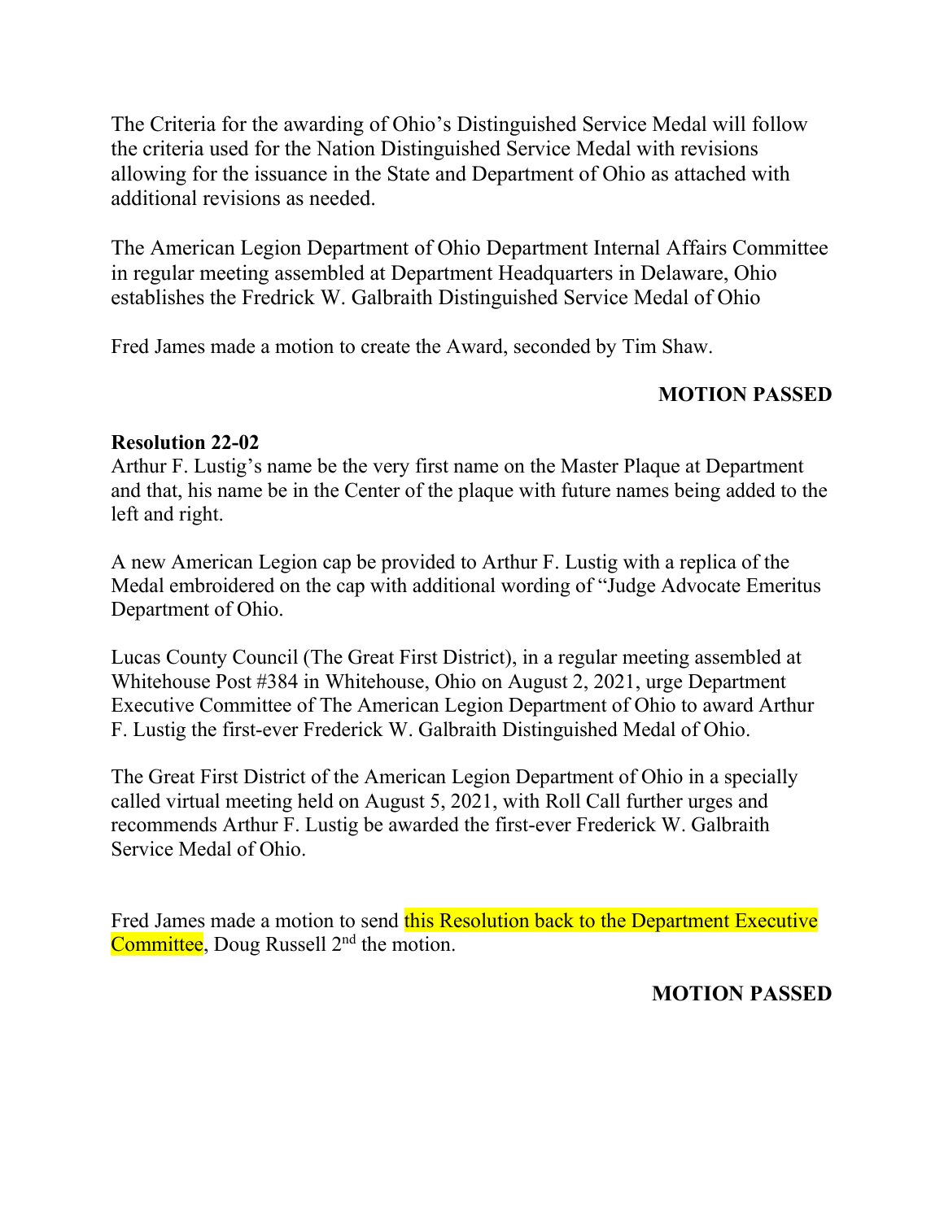The Criteria for the awarding of Ohio's Distinguished Service Medal will follow the criteria used for the Nation Distinguished Service Medal with revisions allowing for the issuance in the State and Department of Ohio as attached with additional revisions as needed.

The American Legion Department of Ohio Department Internal Affairs Committee in regular meeting assembled at Department Headquarters in Delaware, Ohio establishes the Fredrick W. Galbraith Distinguished Service Medal of Ohio

Fred James made a motion to create the Award, seconded by Tim Shaw.

**MOTION PASSED**

**Resolution 22-02**

Arthur F. Lustig's name be the very first name on the Master Plaque at Department and that, his name be in the Center of the plaque with future names being added to the left and right.

A new American Legion cap be provided to Arthur F. Lustig with a replica of the Medal embroidered on the cap with additional wording of "Judge Advocate Emeritus Department of Ohio.

Lucas County Council (The Great First District), in a regular meeting assembled at Whitehouse Post #384 in Whitehouse, Ohio on August 2, 2021, urge Department Executive Committee of The American Legion Department of Ohio to award Arthur F. Lustig the first-ever Frederick W. Galbraith Distinguished Medal of Ohio.

The Great First District of the American Legion Department of Ohio in a specially called virtual meeting held on August 5, 2021, with Roll Call further urges and recommends Arthur F. Lustig be awarded the first-ever Frederick W. Galbraith Service Medal of Ohio.

Fred James made a motion to send this Resolution back to the Department Executive Committee, Doug Russell 2nd the motion.

**MOTION PASSED**